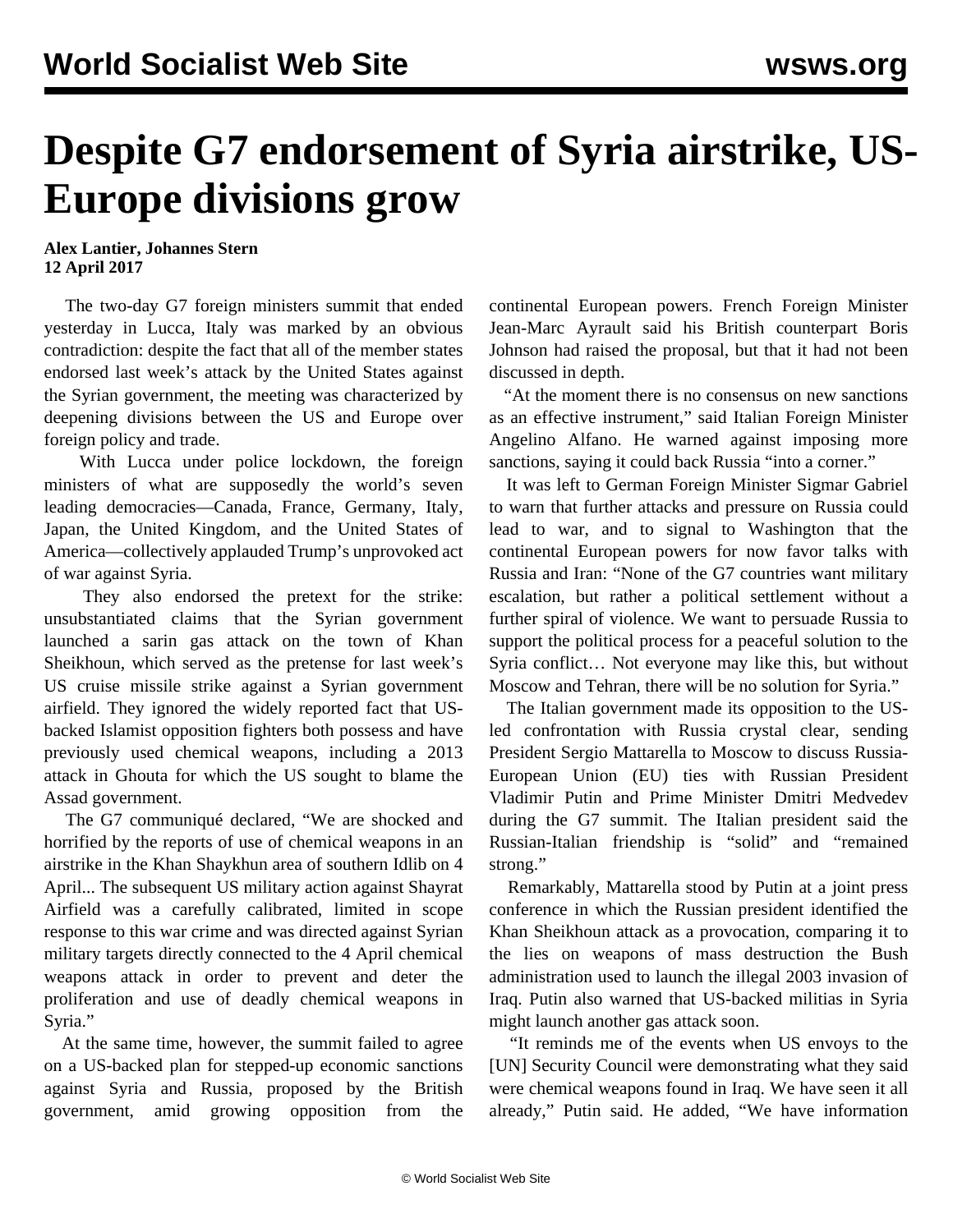# Despite G7 endorsement of Syria airstrike, US-Europe divisions grow

**Alex Lantier, Johannes Stern**
**12 April 2017**

The two-day G7 foreign ministers summit that ended yesterday in Lucca, Italy was marked by an obvious contradiction: despite the fact that all of the member states endorsed last week's attack by the United States against the Syrian government, the meeting was characterized by deepening divisions between the US and Europe over foreign policy and trade.

With Lucca under police lockdown, the foreign ministers of what are supposedly the world's seven leading democracies—Canada, France, Germany, Italy, Japan, the United Kingdom, and the United States of America—collectively applauded Trump's unprovoked act of war against Syria.

They also endorsed the pretext for the strike: unsubstantiated claims that the Syrian government launched a sarin gas attack on the town of Khan Sheikhoun, which served as the pretense for last week's US cruise missile strike against a Syrian government airfield. They ignored the widely reported fact that US-backed Islamist opposition fighters both possess and have previously used chemical weapons, including a 2013 attack in Ghouta for which the US sought to blame the Assad government.

The G7 communiqué declared, "We are shocked and horrified by the reports of use of chemical weapons in an airstrike in the Khan Shaykhun area of southern Idlib on 4 April... The subsequent US military action against Shayrat Airfield was a carefully calibrated, limited in scope response to this war crime and was directed against Syrian military targets directly connected to the 4 April chemical weapons attack in order to prevent and deter the proliferation and use of deadly chemical weapons in Syria."

At the same time, however, the summit failed to agree on a US-backed plan for stepped-up economic sanctions against Syria and Russia, proposed by the British government, amid growing opposition from the continental European powers. French Foreign Minister Jean-Marc Ayrault said his British counterpart Boris Johnson had raised the proposal, but that it had not been discussed in depth.

"At the moment there is no consensus on new sanctions as an effective instrument," said Italian Foreign Minister Angelino Alfano. He warned against imposing more sanctions, saying it could back Russia "into a corner."

It was left to German Foreign Minister Sigmar Gabriel to warn that further attacks and pressure on Russia could lead to war, and to signal to Washington that the continental European powers for now favor talks with Russia and Iran: "None of the G7 countries want military escalation, but rather a political settlement without a further spiral of violence. We want to persuade Russia to support the political process for a peaceful solution to the Syria conflict… Not everyone may like this, but without Moscow and Tehran, there will be no solution for Syria."

The Italian government made its opposition to the US-led confrontation with Russia crystal clear, sending President Sergio Mattarella to Moscow to discuss Russia-European Union (EU) ties with Russian President Vladimir Putin and Prime Minister Dmitri Medvedev during the G7 summit. The Italian president said the Russian-Italian friendship is "solid" and "remained strong."

Remarkably, Mattarella stood by Putin at a joint press conference in which the Russian president identified the Khan Sheikhoun attack as a provocation, comparing it to the lies on weapons of mass destruction the Bush administration used to launch the illegal 2003 invasion of Iraq. Putin also warned that US-backed militias in Syria might launch another gas attack soon.

"It reminds me of the events when US envoys to the [UN] Security Council were demonstrating what they said were chemical weapons found in Iraq. We have seen it all already," Putin said. He added, "We have information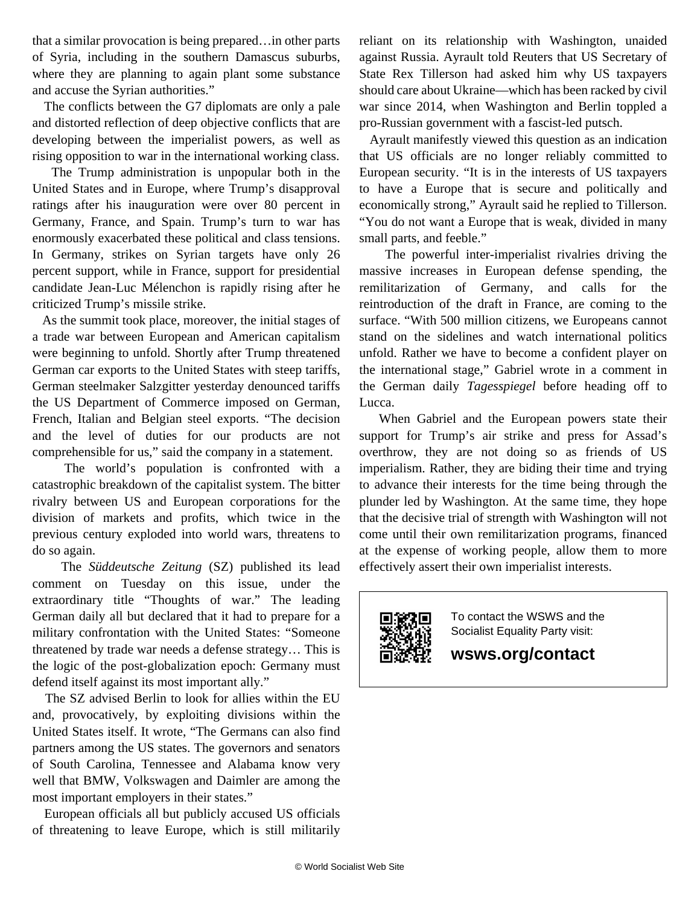that a similar provocation is being prepared…in other parts of Syria, including in the southern Damascus suburbs, where they are planning to again plant some substance and accuse the Syrian authorities."

The conflicts between the G7 diplomats are only a pale and distorted reflection of deep objective conflicts that are developing between the imperialist powers, as well as rising opposition to war in the international working class.

The Trump administration is unpopular both in the United States and in Europe, where Trump's disapproval ratings after his inauguration were over 80 percent in Germany, France, and Spain. Trump's turn to war has enormously exacerbated these political and class tensions. In Germany, strikes on Syrian targets have only 26 percent support, while in France, support for presidential candidate Jean-Luc Mélenchon is rapidly rising after he criticized Trump's missile strike.

As the summit took place, moreover, the initial stages of a trade war between European and American capitalism were beginning to unfold. Shortly after Trump threatened German car exports to the United States with steep tariffs, German steelmaker Salzgitter yesterday denounced tariffs the US Department of Commerce imposed on German, French, Italian and Belgian steel exports. "The decision and the level of duties for our products are not comprehensible for us," said the company in a statement.

The world's population is confronted with a catastrophic breakdown of the capitalist system. The bitter rivalry between US and European corporations for the division of markets and profits, which twice in the previous century exploded into world wars, threatens to do so again.

The *Süddeutsche Zeitung* (SZ) published its lead comment on Tuesday on this issue, under the extraordinary title "Thoughts of war." The leading German daily all but declared that it had to prepare for a military confrontation with the United States: "Someone threatened by trade war needs a defense strategy… This is the logic of the post-globalization epoch: Germany must defend itself against its most important ally."

The SZ advised Berlin to look for allies within the EU and, provocatively, by exploiting divisions within the United States itself. It wrote, "The Germans can also find partners among the US states. The governors and senators of South Carolina, Tennessee and Alabama know very well that BMW, Volkswagen and Daimler are among the most important employers in their states."

European officials all but publicly accused US officials of threatening to leave Europe, which is still militarily reliant on its relationship with Washington, unaided against Russia. Ayrault told Reuters that US Secretary of State Rex Tillerson had asked him why US taxpayers should care about Ukraine—which has been racked by civil war since 2014, when Washington and Berlin toppled a pro-Russian government with a fascist-led putsch.

Ayrault manifestly viewed this question as an indication that US officials are no longer reliably committed to European security. "It is in the interests of US taxpayers to have a Europe that is secure and politically and economically strong," Ayrault said he replied to Tillerson. "You do not want a Europe that is weak, divided in many small parts, and feeble."

The powerful inter-imperialist rivalries driving the massive increases in European defense spending, the remilitarization of Germany, and calls for the reintroduction of the draft in France, are coming to the surface. "With 500 million citizens, we Europeans cannot stand on the sidelines and watch international politics unfold. Rather we have to become a confident player on the international stage," Gabriel wrote in a comment in the German daily *Tagesspiegel* before heading off to Lucca.

When Gabriel and the European powers state their support for Trump's air strike and press for Assad's overthrow, they are not doing so as friends of US imperialism. Rather, they are biding their time and trying to advance their interests for the time being through the plunder led by Washington. At the same time, they hope that the decisive trial of strength with Washington will not come until their own remilitarization programs, financed at the expense of working people, allow them to more effectively assert their own imperialist interests.

To contact the WSWS and the Socialist Equality Party visit:

**wsws.org/contact**